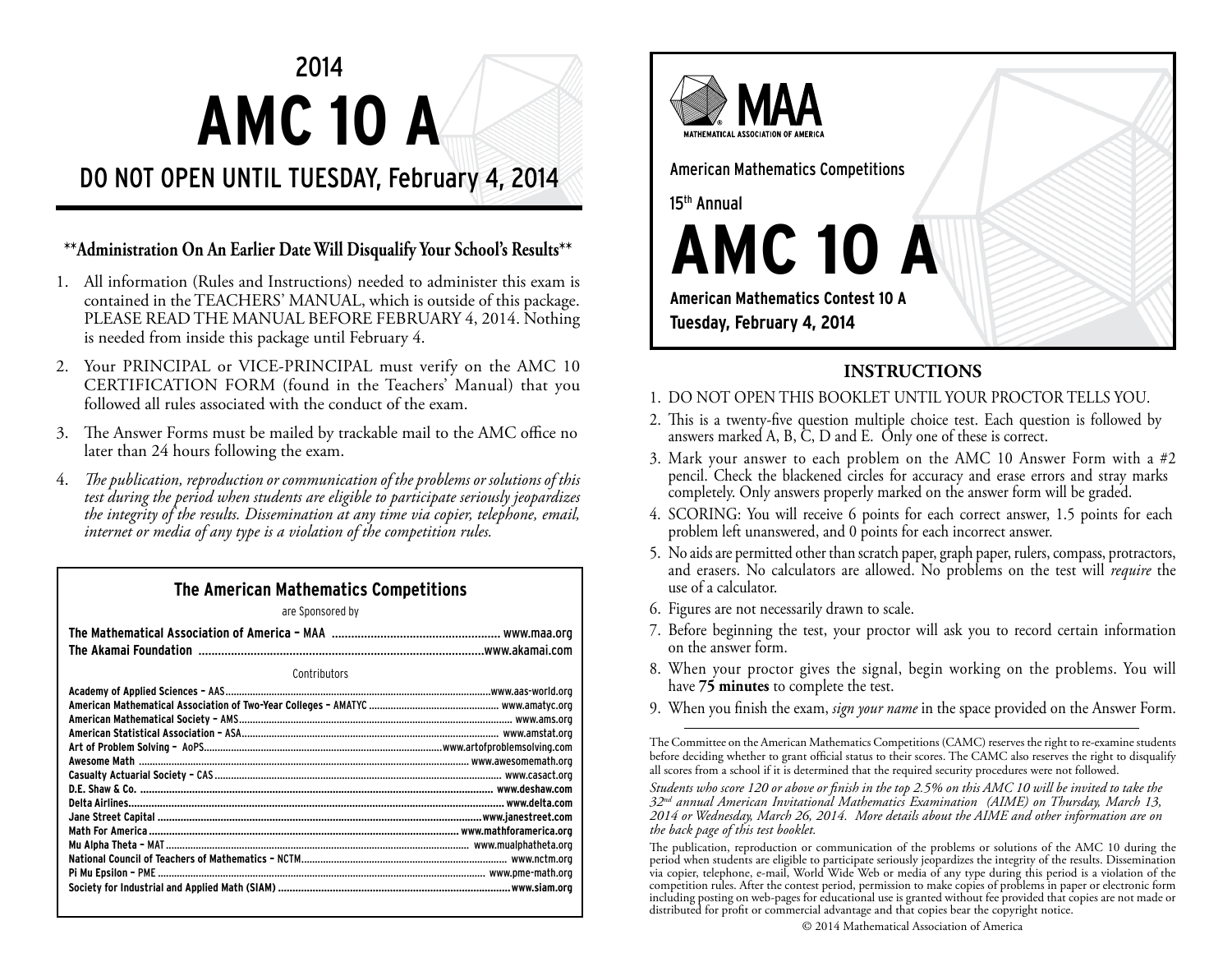# 2014 AMC 10 A

## DO NOT OPEN UNTIL TUESDAY, February 4, 2014

**\*\*Administration On An Earlier Date Will Disqualify Your School's Results\*\***

1. All information (Rules and Instructions) needed to administer this exam is contained in the TEACHERS' MANUAL, which is outside of this package. PLEASE READ THE MANUAL BEFORE FEBRUARY 4, 2014. Nothing is needed from inside this package until February 4.
2. Your PRINCIPAL or VICE-PRINCIPAL must verify on the AMC 10 CERTIFICATION FORM (found in the Teachers' Manual) that you followed all rules associated with the conduct of the exam.
3. The Answer Forms must be mailed by trackable mail to the AMC office no later than 24 hours following the exam.
4. *The publication, reproduction or communication of the problems or solutions of this test during the period when students are eligible to participate seriously jeopardizes the integrity of the results. Dissemination at any time via copier, telephone, email, internet or media of any type is a violation of the competition rules.*

### The American Mathematics Competitions

are Sponsored by

**The Mathematical Association of America – MAA** ..................... www.maa.org
**The Akamai Foundation** ..................... www.akamai.com

Contributors

**Academy of Applied Sciences – AAS** ..................... www.aas-world.org
**American Mathematical Association of Two-Year Colleges – AMATYC** ..................... www.amatyc.org
**American Mathematical Society – AMS** ..................... www.ams.org
**American Statistical Association – ASA** ..................... www.amstat.org
**Art of Problem Solving – AoPS** ..................... www.artofproblemsolving.com
**Awesome Math** ..................... www.awesomemath.org
**Casualty Actuarial Society – CAS** ..................... www.casact.org
**D.E. Shaw & Co.** ..................... www.deshaw.com
**Delta Airlines** ..................... www.delta.com
**Jane Street Capital** ..................... www.janestreet.com
**Math For America** ..................... www.mathforamerica.org
**Mu Alpha Theta – MAT** ..................... www.mualphatheta.org
**National Council of Teachers of Mathematics – NCTM** ..................... www.nctm.org
**Pi Mu Epsilon – PME** ..................... www.pme-math.org
**Society for Industrial and Applied Math (SIAM)** ..................... www.siam.org

MAA
MATHEMATICAL ASSOCIATION OF AMERICA

American Mathematics Competitions

15th Annual

# AMC 10 A

**American Mathematics Contest 10 A**
**Tuesday, February 4, 2014**

## INSTRUCTIONS

1. DO NOT OPEN THIS BOOKLET UNTIL YOUR PROCTOR TELLS YOU.
2. This is a twenty-five question multiple choice test. Each question is followed by answers marked A, B, C, D and E. Only one of these is correct.
3. Mark your answer to each problem on the AMC 10 Answer Form with a #2 pencil. Check the blackened circles for accuracy and erase errors and stray marks completely. Only answers properly marked on the answer form will be graded.
4. SCORING: You will receive 6 points for each correct answer, 1.5 points for each problem left unanswered, and 0 points for each incorrect answer.
5. No aids are permitted other than scratch paper, graph paper, rulers, compass, protractors, and erasers. No calculators are allowed. No problems on the test will *require* the use of a calculator.
6. Figures are not necessarily drawn to scale.
7. Before beginning the test, your proctor will ask you to record certain information on the answer form.
8. When your proctor gives the signal, begin working on the problems. You will have **75 minutes** to complete the test.
9. When you finish the exam, *sign your name* in the space provided on the Answer Form.

The Committee on the American Mathematics Competitions (CAMC) reserves the right to re-examine students before deciding whether to grant official status to their scores. The CAMC also reserves the right to disqualify all scores from a school if it is determined that the required security procedures were not followed.

*Students who score 120 or above or finish in the top 2.5% on this AMC 10 will be invited to take the 32nd annual American Invitational Mathematics Examination (AIME) on Thursday, March 13, 2014 or Wednesday, March 26, 2014. More details about the AIME and other information are on the back page of this test booklet.*

The publication, reproduction or communication of the problems or solutions of the AMC 10 during the period when students are eligible to participate seriously jeopardizes the integrity of the results. Dissemination via copier, telephone, e-mail, World Wide Web or media of any type during this period is a violation of the competition rules. After the contest period, permission to make copies of problems in paper or electronic form including posting on web-pages for educational use is granted without fee provided that copies are not made or distributed for profit or commercial advantage and that copies bear the copyright notice.

© 2014 Mathematical Association of America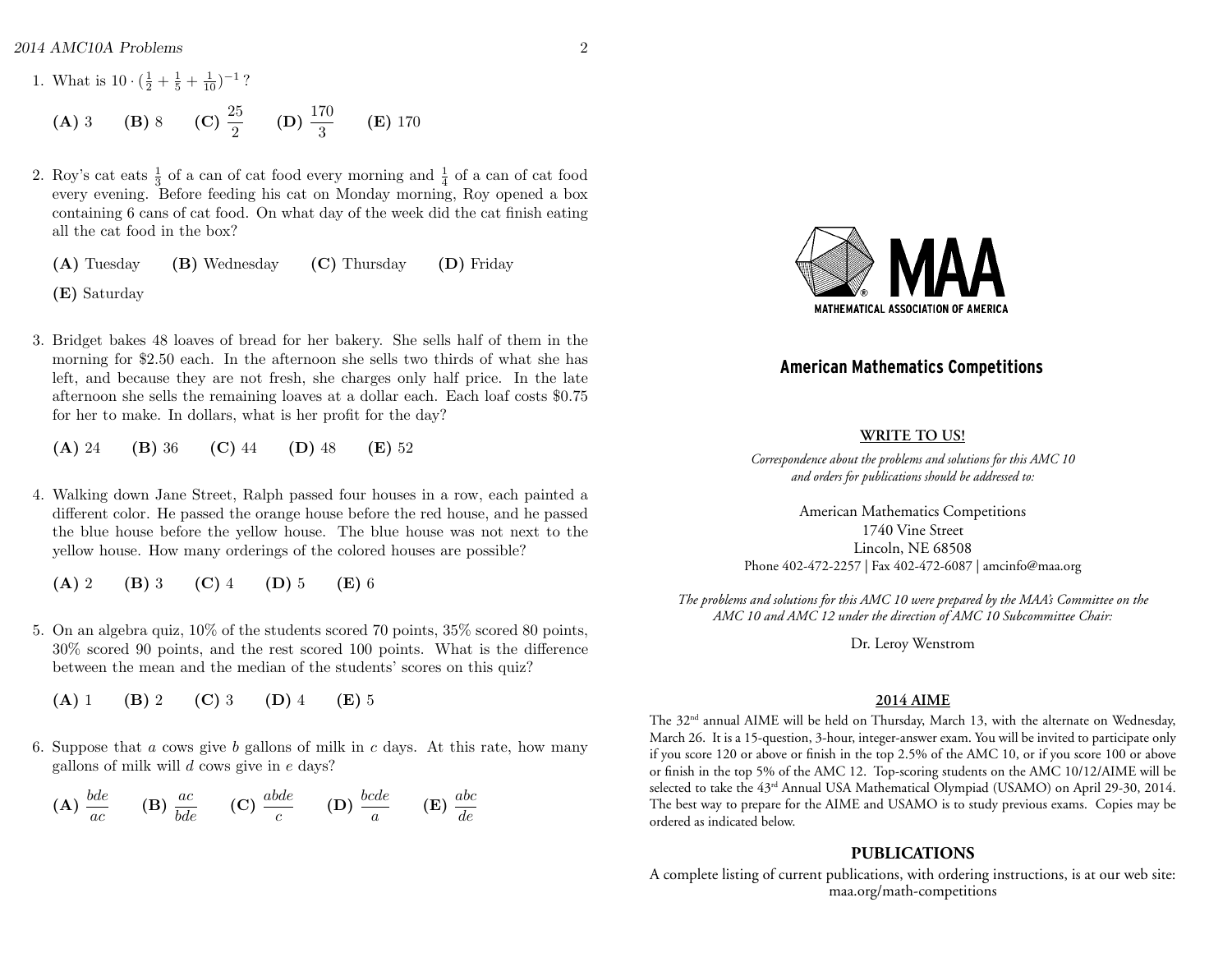1. What is $10 \cdot (\frac{1}{2} + \frac{1}{5} + \frac{1}{10})^{-1}$?

   **(A)** 3 **(B)** 8 **(C)** $\frac{25}{2}$ **(D)** $\frac{170}{3}$ **(E)** 170

2. Roy's cat eats $\frac{1}{3}$ of a can of cat food every morning and $\frac{1}{4}$ of a can of cat food every evening. Before feeding his cat on Monday morning, Roy opened a box containing 6 cans of cat food. On what day of the week did the cat finish eating all the cat food in the box?

   **(A)** Tuesday **(B)** Wednesday **(C)** Thursday **(D)** Friday

   **(E)** Saturday

3. Bridget bakes 48 loaves of bread for her bakery. She sells half of them in the morning for $2.50 each. In the afternoon she sells two thirds of what she has left, and because they are not fresh, she charges only half price. In the late afternoon she sells the remaining loaves at a dollar each. Each loaf costs $0.75 for her to make. In dollars, what is her profit for the day?

   **(A)** 24 **(B)** 36 **(C)** 44 **(D)** 48 **(E)** 52

4. Walking down Jane Street, Ralph passed four houses in a row, each painted a different color. He passed the orange house before the red house, and he passed the blue house before the yellow house. The blue house was not next to the yellow house. How many orderings of the colored houses are possible?

   **(A)** 2 **(B)** 3 **(C)** 4 **(D)** 5 **(E)** 6

5. On an algebra quiz, 10% of the students scored 70 points, 35% scored 80 points, 30% scored 90 points, and the rest scored 100 points. What is the difference between the mean and the median of the students' scores on this quiz?

   **(A)** 1 **(B)** 2 **(C)** 3 **(D)** 4 **(E)** 5

6. Suppose that $a$ cows give $b$ gallons of milk in $c$ days. At this rate, how many gallons of milk will $d$ cows give in $e$ days?

   **(A)** $\frac{bde}{ac}$ **(B)** $\frac{ac}{bde}$ **(C)** $\frac{abde}{c}$ **(D)** $\frac{bcde}{a}$ **(E)** $\frac{abc}{de}$

MATHEMATICAL ASSOCIATION OF AMERICA

## American Mathematics Competitions

### WRITE TO US!

*Correspondence about the problems and solutions for this AMC 10 and orders for publications should be addressed to:*

American Mathematics Competitions
1740 Vine Street
Lincoln, NE 68508
Phone 402-472-2257 | Fax 402-472-6087 | amcinfo@maa.org

*The problems and solutions for this AMC 10 were prepared by the MAA's Committee on the AMC 10 and AMC 12 under the direction of AMC 10 Subcommittee Chair:*

Dr. Leroy Wenstrom

### 2014 AIME

The 32nd annual AIME will be held on Thursday, March 13, with the alternate on Wednesday, March 26. It is a 15-question, 3-hour, integer-answer exam. You will be invited to participate only if you score 120 or above or finish in the top 2.5% of the AMC 10, or if you score 100 or above or finish in the top 5% of the AMC 12. Top-scoring students on the AMC 10/12/AIME will be selected to take the 43rd Annual USA Mathematical Olympiad (USAMO) on April 29-30, 2014. The best way to prepare for the AIME and USAMO is to study previous exams. Copies may be ordered as indicated below.

### PUBLICATIONS

A complete listing of current publications, with ordering instructions, is at our web site: maa.org/math-competitions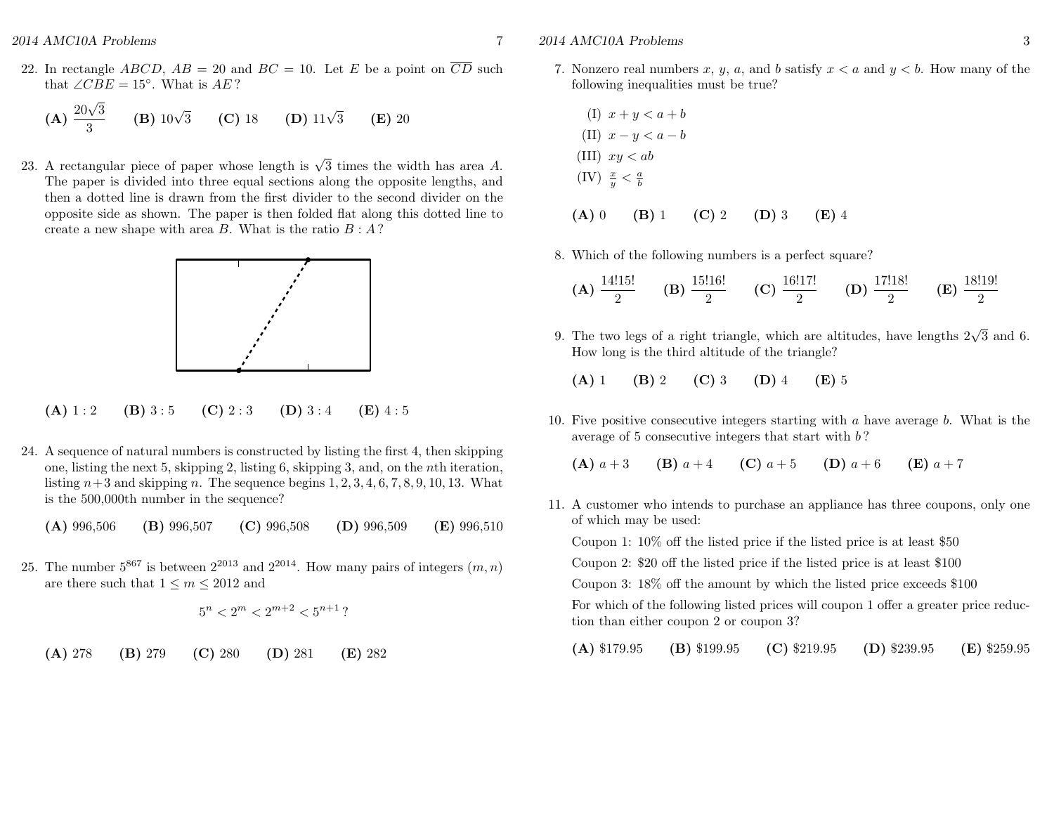22. In rectangle $ABCD$, $AB = 20$ and $BC = 10$. Let $E$ be a point on $\overline{CD}$ such that $\angle CBE = 15^\circ$. What is $AE$?

**(A)** $\frac{20\sqrt{3}}{3}$ **(B)** $10\sqrt{3}$ **(C)** 18 **(D)** $11\sqrt{3}$ **(E)** 20

23. A rectangular piece of paper whose length is $\sqrt{3}$ times the width has area $A$. The paper is divided into three equal sections along the opposite lengths, and then a dotted line is drawn from the first divider to the second divider on the opposite side as shown. The paper is then folded flat along this dotted line to create a new shape with area $B$. What is the ratio $B : A$?

**(A)** $1 : 2$ **(B)** $3 : 5$ **(C)** $2 : 3$ **(D)** $3 : 4$ **(E)** $4 : 5$

24. A sequence of natural numbers is constructed by listing the first 4, then skipping one, listing the next 5, skipping 2, listing 6, skipping 3, and, on the $n$th iteration, listing $n+3$ and skipping $n$. The sequence begins $1, 2, 3, 4, 6, 7, 8, 9, 10, 13$. What is the 500,000th number in the sequence?

**(A)** 996,506 **(B)** 996,507 **(C)** 996,508 **(D)** 996,509 **(E)** 996,510

25. The number $5^{867}$ is between $2^{2013}$ and $2^{2014}$. How many pairs of integers $(m, n)$ are there such that $1 \le m \le 2012$ and

$$5^n < 2^m < 2^{m+2} < 5^{n+1}\,?$$

**(A)** 278 **(B)** 279 **(C)** 280 **(D)** 281 **(E)** 282

7. Nonzero real numbers $x$, $y$, $a$, and $b$ satisfy $x < a$ and $y < b$. How many of the following inequalities must be true?

(I) $x + y < a + b$

(II) $x - y < a - b$

(III) $xy < ab$

(IV) $\frac{x}{y} < \frac{a}{b}$

**(A)** 0 **(B)** 1 **(C)** 2 **(D)** 3 **(E)** 4

8. Which of the following numbers is a perfect square?

**(A)** $\frac{14!15!}{2}$ **(B)** $\frac{15!16!}{2}$ **(C)** $\frac{16!17!}{2}$ **(D)** $\frac{17!18!}{2}$ **(E)** $\frac{18!19!}{2}$

9. The two legs of a right triangle, which are altitudes, have lengths $2\sqrt{3}$ and 6. How long is the third altitude of the triangle?

**(A)** 1 **(B)** 2 **(C)** 3 **(D)** 4 **(E)** 5

10. Five positive consecutive integers starting with $a$ have average $b$. What is the average of 5 consecutive integers that start with $b$?

**(A)** $a + 3$ **(B)** $a + 4$ **(C)** $a + 5$ **(D)** $a + 6$ **(E)** $a + 7$

11. A customer who intends to purchase an appliance has three coupons, only one of which may be used:

Coupon 1: 10% off the listed price if the listed price is at least \$50

Coupon 2: \$20 off the listed price if the listed price is at least \$100

Coupon 3: 18% off the amount by which the listed price exceeds \$100

For which of the following listed prices will coupon 1 offer a greater price reduction than either coupon 2 or coupon 3?

**(A)** \$179.95 **(B)** \$199.95 **(C)** \$219.95 **(D)** \$239.95 **(E)** \$259.95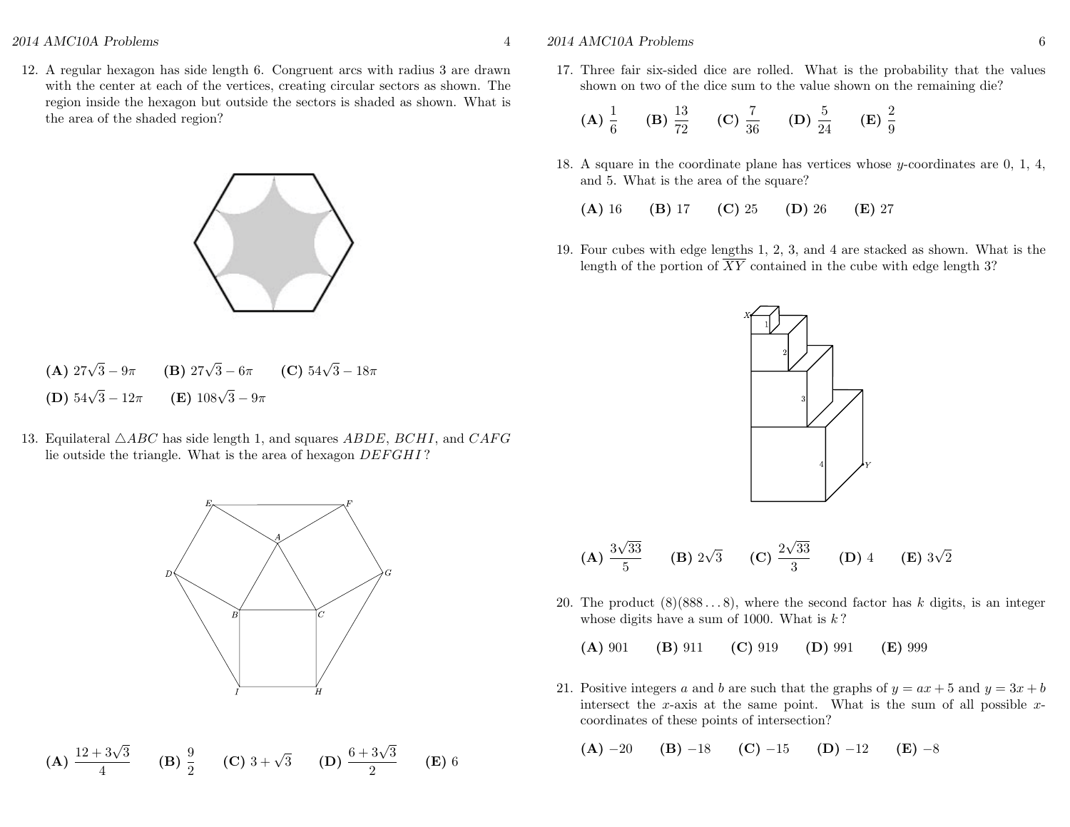12. A regular hexagon has side length 6. Congruent arcs with radius 3 are drawn with the center at each of the vertices, creating circular sectors as shown. The region inside the hexagon but outside the sectors is shaded as shown. What is the area of the shaded region?

**(A)** $27\sqrt{3} - 9\pi$ **(B)** $27\sqrt{3} - 6\pi$ **(C)** $54\sqrt{3} - 18\pi$

**(D)** $54\sqrt{3} - 12\pi$ **(E)** $108\sqrt{3} - 9\pi$

13. Equilateral $\triangle ABC$ has side length 1, and squares $ABDE$, $BCHI$, and $CAFG$ lie outside the triangle. What is the area of hexagon $DEFGHI$?

**(A)** $\frac{12+3\sqrt{3}}{4}$ **(B)** $\frac{9}{2}$ **(C)** $3+\sqrt{3}$ **(D)** $\frac{6+3\sqrt{3}}{2}$ **(E)** 6

17. Three fair six-sided dice are rolled. What is the probability that the values shown on two of the dice sum to the value shown on the remaining die?

**(A)** $\frac{1}{6}$ **(B)** $\frac{13}{72}$ **(C)** $\frac{7}{36}$ **(D)** $\frac{5}{24}$ **(E)** $\frac{2}{9}$

18. A square in the coordinate plane has vertices whose $y$-coordinates are 0, 1, 4, and 5. What is the area of the square?

**(A)** 16 **(B)** 17 **(C)** 25 **(D)** 26 **(E)** 27

19. Four cubes with edge lengths 1, 2, 3, and 4 are stacked as shown. What is the length of the portion of $\overline{XY}$ contained in the cube with edge length 3?

**(A)** $\frac{3\sqrt{33}}{5}$ **(B)** $2\sqrt{3}$ **(C)** $\frac{2\sqrt{33}}{3}$ **(D)** 4 **(E)** $3\sqrt{2}$

20. The product $(8)(888\ldots8)$, where the second factor has $k$ digits, is an integer whose digits have a sum of 1000. What is $k$?

**(A)** 901 **(B)** 911 **(C)** 919 **(D)** 991 **(E)** 999

21. Positive integers $a$ and $b$ are such that the graphs of $y = ax + 5$ and $y = 3x + b$ intersect the $x$-axis at the same point. What is the sum of all possible $x$-coordinates of these points of intersection?

**(A)** $-20$ **(B)** $-18$ **(C)** $-15$ **(D)** $-12$ **(E)** $-8$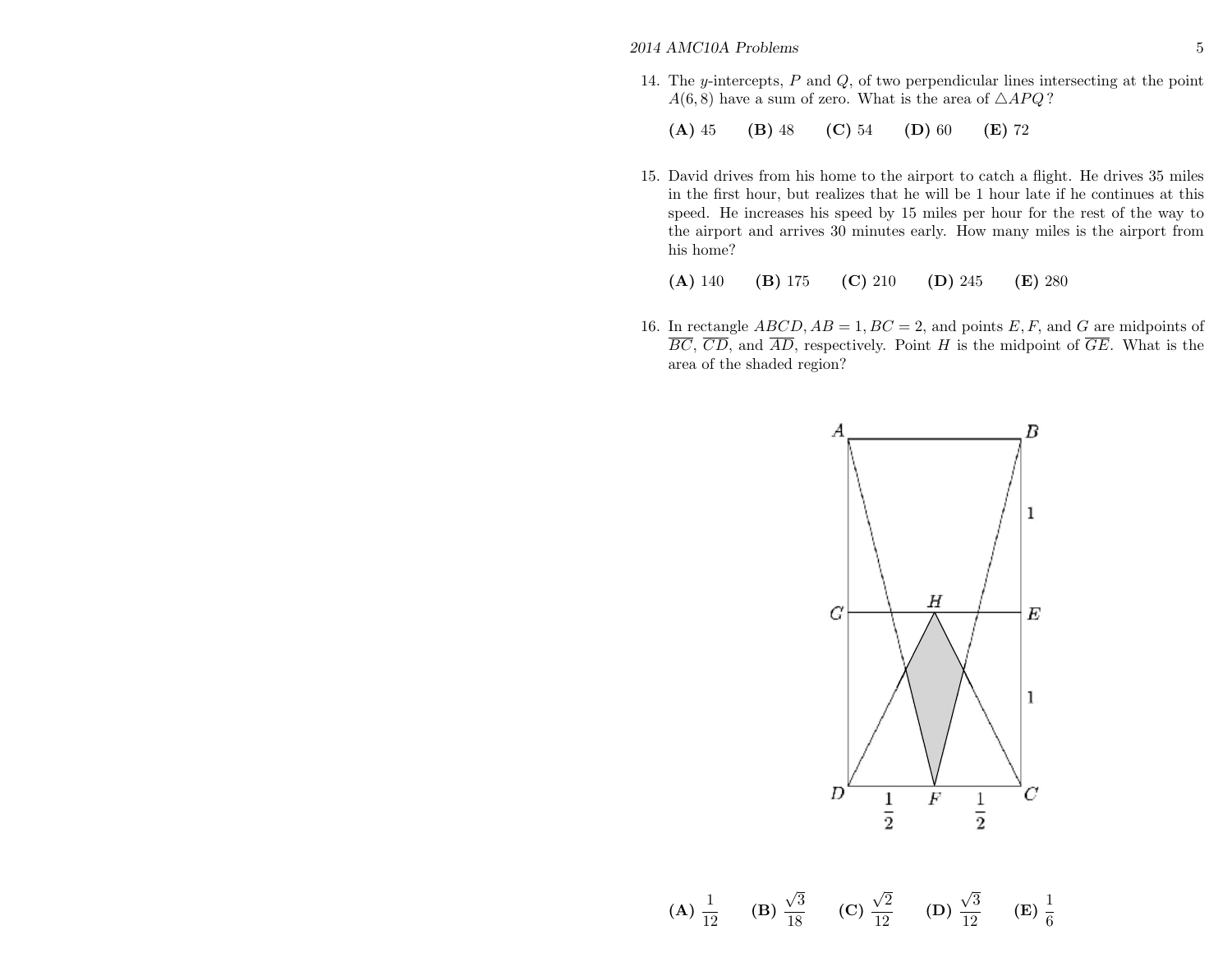14. The $y$-intercepts, $P$ and $Q$, of two perpendicular lines intersecting at the point $A(6,8)$ have a sum of zero. What is the area of $\triangle APQ$?

**(A)** 45 **(B)** 48 **(C)** 54 **(D)** 60 **(E)** 72

15. David drives from his home to the airport to catch a flight. He drives 35 miles in the first hour, but realizes that he will be 1 hour late if he continues at this speed. He increases his speed by 15 miles per hour for the rest of the way to the airport and arrives 30 minutes early. How many miles is the airport from his home?

**(A)** 140 **(B)** 175 **(C)** 210 **(D)** 245 **(E)** 280

16. In rectangle $ABCD$, $AB = 1$, $BC = 2$, and points $E$, $F$, and $G$ are midpoints of $\overline{BC}$, $\overline{CD}$, and $\overline{AD}$, respectively. Point $H$ is the midpoint of $\overline{GE}$. What is the area of the shaded region?

A
B
1
G
H
E
1
D
$\frac{1}{2}$
F
$\frac{1}{2}$
C

**(A)** $\frac{1}{12}$ **(B)** $\frac{\sqrt{3}}{18}$ **(C)** $\frac{\sqrt{2}}{12}$ **(D)** $\frac{\sqrt{3}}{12}$ **(E)** $\frac{1}{6}$